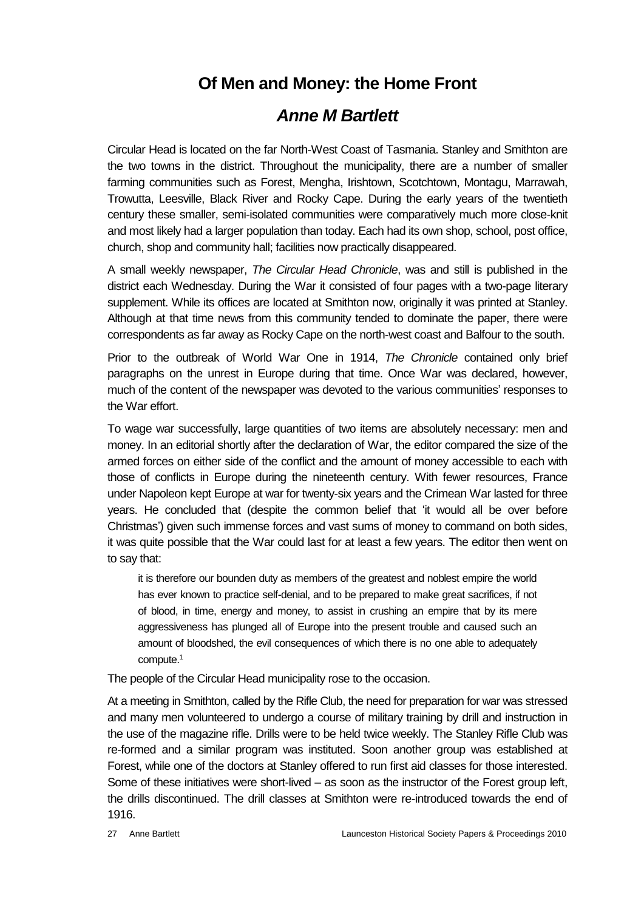# Of Men and Money: the Home Front

## *Anne M Bartlett*

Circular Head is located on the far North-West Coast of Tasmania. Stanley and Smithton are the two towns in the district. Throughout the municipality, there are a number of smaller farming communities such as Forest, Mengha, Irishtown, Scotchtown, Montagu, Marrawah, Trowutta, Leesville, Black River and Rocky Cape. During the early years of the twentieth century these smaller, semi-isolated communities were comparatively much more close-knit and most likely had a larger population than today. Each had its own shop, school, post office, church, shop and community hall; facilities now practically disappeared.

A small weekly newspaper, *The Circular Head Chronicle*, was and still is published in the district each Wednesday. During the War it consisted of four pages with a two-page literary supplement. While its offices are located at Smithton now, originally it was printed at Stanley. Although at that time news from this community tended to dominate the paper, there were correspondents as far away as Rocky Cape on the north-west coast and Balfour to the south.

Prior to the outbreak of World War One in 1914, *The Chronicle* contained only brief paragraphs on the unrest in Europe during that time. Once War was declared, however, much of the content of the newspaper was devoted to the various communities' responses to the War effort.

To wage war successfully, large quantities of two items are absolutely necessary: men and money. In an editorial shortly after the declaration of War, the editor compared the size of the armed forces on either side of the conflict and the amount of money accessible to each with those of conflicts in Europe during the nineteenth century. With fewer resources, France under Napoleon kept Europe at war for twenty-six years and the Crimean War lasted for three years. He concluded that (despite the common belief that 'it would all be over before Christmas') given such immense forces and vast sums of money to command on both sides, it was quite possible that the War could last for at least a few years. The editor then went on to say that:

> it is therefore our bounden duty as members of the greatest and noblest empire the world has ever known to practice self-denial, and to be prepared to make great sacrifices, if not of blood, in time, energy and money, to assist in crushing an empire that by its mere aggressiveness has plunged all of Europe into the present trouble and caused such an amount of bloodshed, the evil consequences of which there is no one able to adequately compute.[1]

The people of the Circular Head municipality rose to the occasion.

At a meeting in Smithton, called by the Rifle Club, the need for preparation for war was stressed and many men volunteered to undergo a course of military training by drill and instruction in the use of the magazine rifle. Drills were to be held twice weekly. The Stanley Rifle Club was re-formed and a similar program was instituted. Soon another group was established at Forest, while one of the doctors at Stanley offered to run first aid classes for those interested. Some of these initiatives were short-lived – as soon as the instructor of the Forest group left, the drills discontinued. The drill classes at Smithton were re-introduced towards the end of 1916.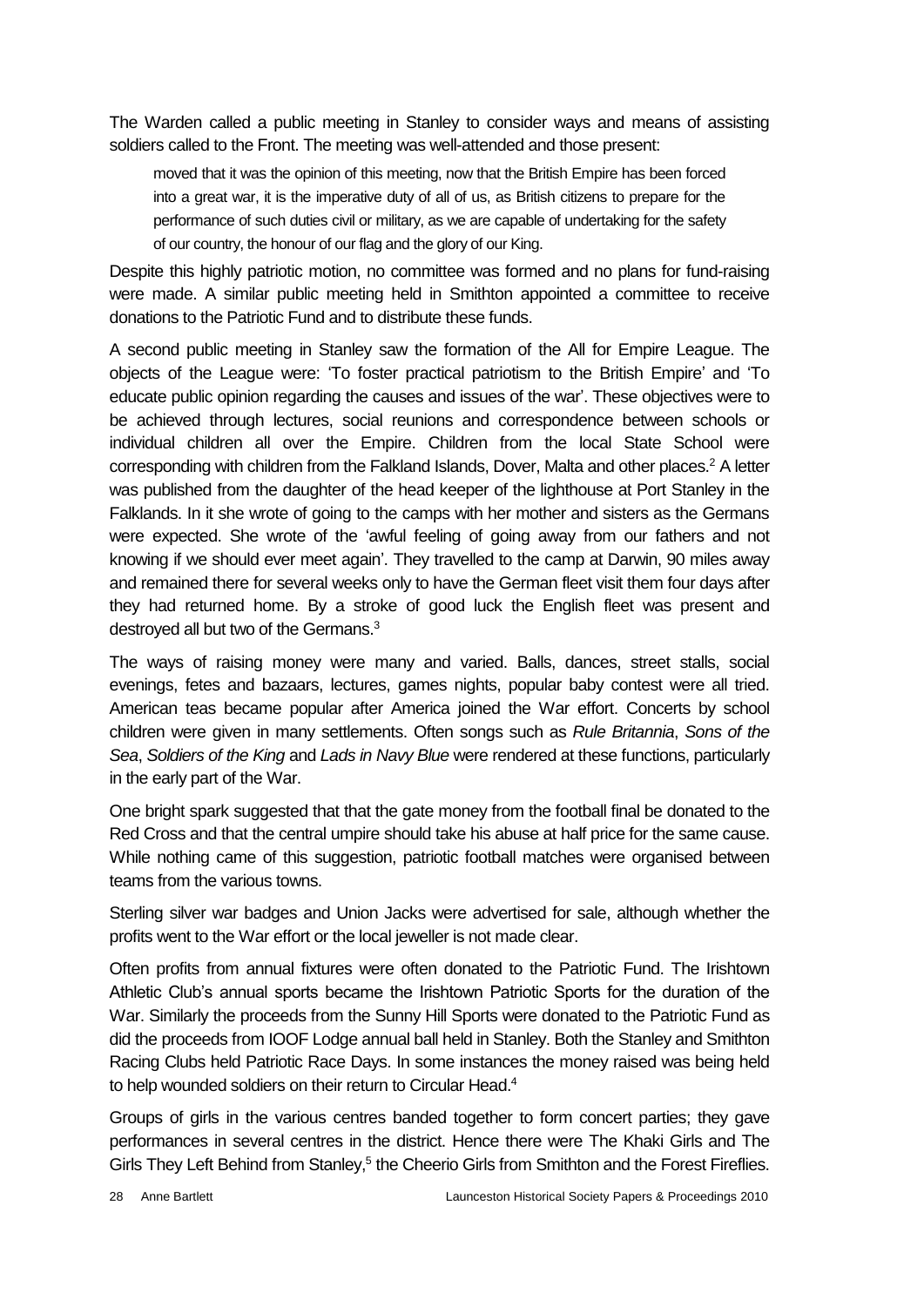The Warden called a public meeting in Stanley to consider ways and means of assisting soldiers called to the Front. The meeting was well-attended and those present:

> moved that it was the opinion of this meeting, now that the British Empire has been forced into a great war, it is the imperative duty of all of us, as British citizens to prepare for the performance of such duties civil or military, as we are capable of undertaking for the safety of our country, the honour of our flag and the glory of our King.

Despite this highly patriotic motion, no committee was formed and no plans for fund-raising were made. A similar public meeting held in Smithton appointed a committee to receive donations to the Patriotic Fund and to distribute these funds.

A second public meeting in Stanley saw the formation of the All for Empire League. The objects of the League were: 'To foster practical patriotism to the British Empire' and 'To educate public opinion regarding the causes and issues of the war'. These objectives were to be achieved through lectures, social reunions and correspondence between schools or individual children all over the Empire. Children from the local State School were corresponding with children from the Falkland Islands, Dover, Malta and other places.[2] A letter was published from the daughter of the head keeper of the lighthouse at Port Stanley in the Falklands. In it she wrote of going to the camps with her mother and sisters as the Germans were expected. She wrote of the 'awful feeling of going away from our fathers and not knowing if we should ever meet again'. They travelled to the camp at Darwin, 90 miles away and remained there for several weeks only to have the German fleet visit them four days after they had returned home. By a stroke of good luck the English fleet was present and destroyed all but two of the Germans.[3]

The ways of raising money were many and varied. Balls, dances, street stalls, social evenings, fetes and bazaars, lectures, games nights, popular baby contest were all tried. American teas became popular after America joined the War effort. Concerts by school children were given in many settlements. Often songs such as *Rule Britannia*, *Sons of the Sea*, *Soldiers of the King* and *Lads in Navy Blue* were rendered at these functions, particularly in the early part of the War.

One bright spark suggested that that the gate money from the football final be donated to the Red Cross and that the central umpire should take his abuse at half price for the same cause. While nothing came of this suggestion, patriotic football matches were organised between teams from the various towns.

Sterling silver war badges and Union Jacks were advertised for sale, although whether the profits went to the War effort or the local jeweller is not made clear.

Often profits from annual fixtures were often donated to the Patriotic Fund. The Irishtown Athletic Club's annual sports became the Irishtown Patriotic Sports for the duration of the War. Similarly the proceeds from the Sunny Hill Sports were donated to the Patriotic Fund as did the proceeds from IOOF Lodge annual ball held in Stanley. Both the Stanley and Smithton Racing Clubs held Patriotic Race Days. In some instances the money raised was being held to help wounded soldiers on their return to Circular Head.[4]

Groups of girls in the various centres banded together to form concert parties; they gave performances in several centres in the district. Hence there were The Khaki Girls and The Girls They Left Behind from Stanley,[5] the Cheerio Girls from Smithton and the Forest Fireflies.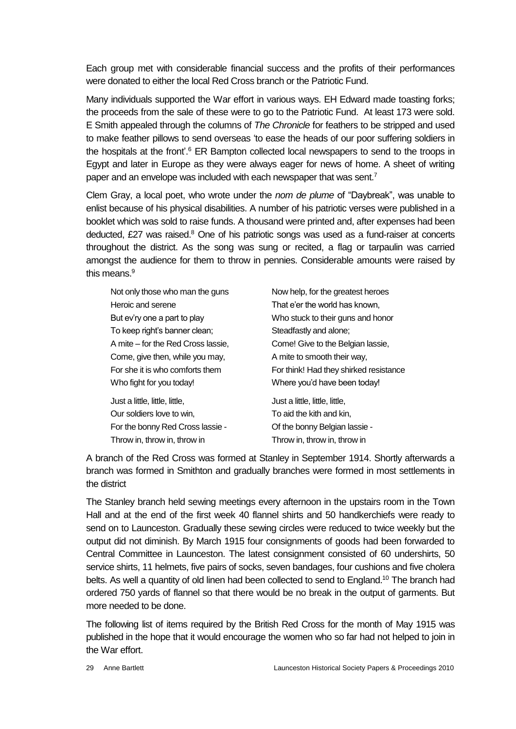Each group met with considerable financial success and the profits of their performances were donated to either the local Red Cross branch or the Patriotic Fund.

Many individuals supported the War effort in various ways. EH Edward made toasting forks; the proceeds from the sale of these were to go to the Patriotic Fund. At least 173 were sold. E Smith appealed through the columns of *The Chronicle* for feathers to be stripped and used to make feather pillows to send overseas 'to ease the heads of our poor suffering soldiers in the hospitals at the front'.[6] ER Bampton collected local newspapers to send to the troops in Egypt and later in Europe as they were always eager for news of home. A sheet of writing paper and an envelope was included with each newspaper that was sent.[7]

Clem Gray, a local poet, who wrote under the *nom de plume* of "Daybreak", was unable to enlist because of his physical disabilities. A number of his patriotic verses were published in a booklet which was sold to raise funds. A thousand were printed and, after expenses had been deducted, £27 was raised.[8] One of his patriotic songs was used as a fund-raiser at concerts throughout the district. As the song was sung or recited, a flag or tarpaulin was carried amongst the audience for them to throw in pennies. Considerable amounts were raised by this means.[9]

> Not only those who man the guns
> Heroic and serene
> But ev'ry one a part to play
> To keep right's banner clean;
> A mite – for the Red Cross lassie,
> Come, give then, while you may,
> For she it is who comforts them
> Who fight for you today!
>
> Just a little, little, little,
> Our soldiers love to win,
> For the bonny Red Cross lassie -
> Throw in, throw in, throw in
>
> Now help, for the greatest heroes
> That e'er the world has known,
> Who stuck to their guns and honor
> Steadfastly and alone;
> Come! Give to the Belgian lassie,
> A mite to smooth their way,
> For think! Had they shirked resistance
> Where you'd have been today!
>
> Just a little, little, little,
> To aid the kith and kin,
> Of the bonny Belgian lassie -
> Throw in, throw in, throw in

A branch of the Red Cross was formed at Stanley in September 1914. Shortly afterwards a branch was formed in Smithton and gradually branches were formed in most settlements in the district

The Stanley branch held sewing meetings every afternoon in the upstairs room in the Town Hall and at the end of the first week 40 flannel shirts and 50 handkerchiefs were ready to send on to Launceston. Gradually these sewing circles were reduced to twice weekly but the output did not diminish. By March 1915 four consignments of goods had been forwarded to Central Committee in Launceston. The latest consignment consisted of 60 undershirts, 50 service shirts, 11 helmets, five pairs of socks, seven bandages, four cushions and five cholera belts. As well a quantity of old linen had been collected to send to England.[10] The branch had ordered 750 yards of flannel so that there would be no break in the output of garments. But more needed to be done.

The following list of items required by the British Red Cross for the month of May 1915 was published in the hope that it would encourage the women who so far had not helped to join in the War effort.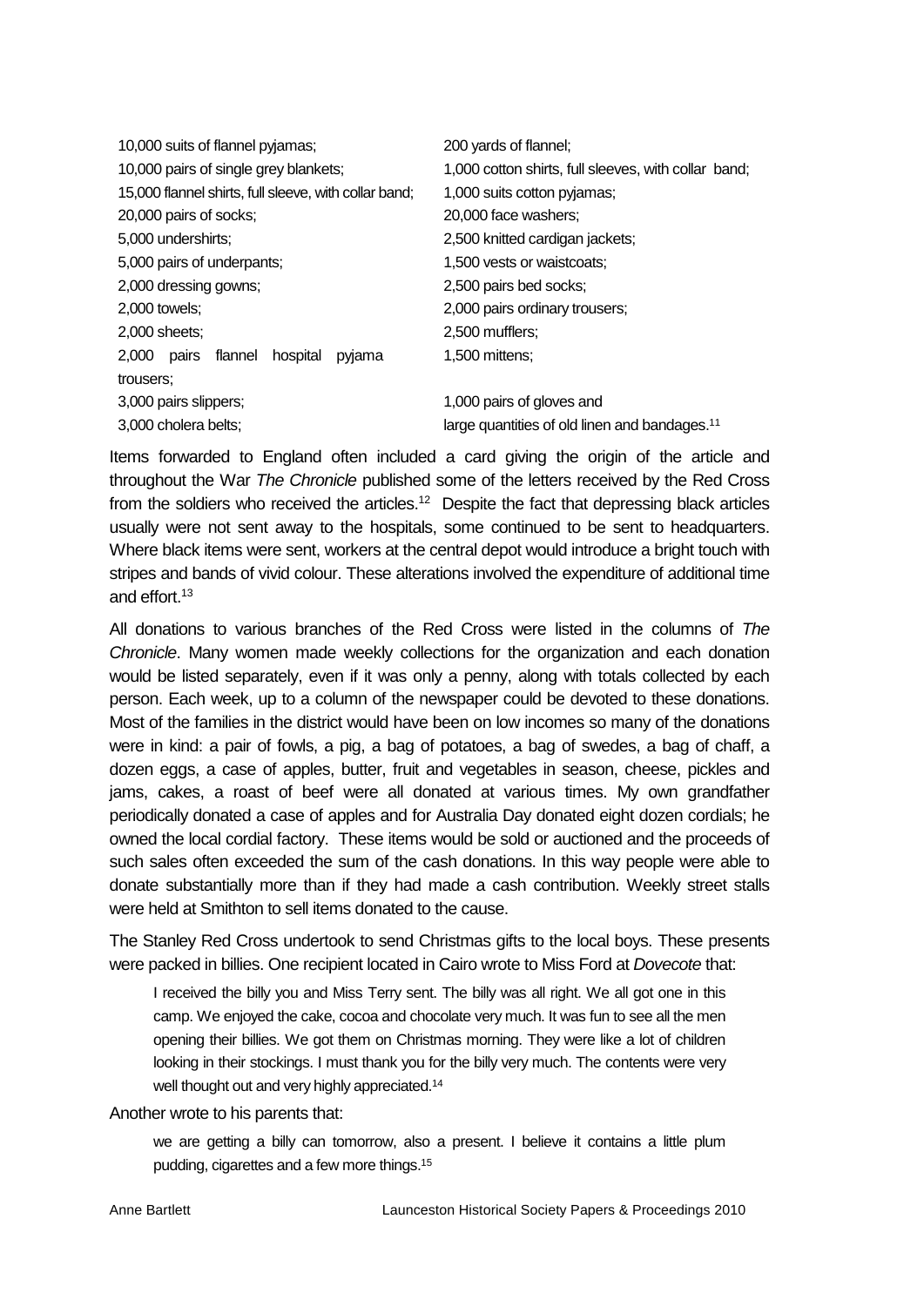10,000 suits of flannel pyjamas;
10,000 pairs of single grey blankets;
15,000 flannel shirts, full sleeve, with collar band;
20,000 pairs of socks;
5,000 undershirts;
5,000 pairs of underpants;
2,000 dressing gowns;
2,000 towels;
2,000 sheets;
2,000 pairs flannel hospital pyjama trousers;
3,000 pairs slippers;
3,000 cholera belts;
200 yards of flannel;
1,000 cotton shirts, full sleeves, with collar band;
1,000 suits cotton pyjamas;
20,000 face washers;
2,500 knitted cardigan jackets;
1,500 vests or waistcoats;
2,500 pairs bed socks;
2,000 pairs ordinary trousers;
2,500 mufflers;
1,500 mittens;

1,000 pairs of gloves and
large quantities of old linen and bandages.[11]

Items forwarded to England often included a card giving the origin of the article and throughout the War *The Chronicle* published some of the letters received by the Red Cross from the soldiers who received the articles.[12] Despite the fact that depressing black articles usually were not sent away to the hospitals, some continued to be sent to headquarters. Where black items were sent, workers at the central depot would introduce a bright touch with stripes and bands of vivid colour. These alterations involved the expenditure of additional time and effort.[13]

All donations to various branches of the Red Cross were listed in the columns of *The Chronicle*. Many women made weekly collections for the organization and each donation would be listed separately, even if it was only a penny, along with totals collected by each person. Each week, up to a column of the newspaper could be devoted to these donations. Most of the families in the district would have been on low incomes so many of the donations were in kind: a pair of fowls, a pig, a bag of potatoes, a bag of swedes, a bag of chaff, a dozen eggs, a case of apples, butter, fruit and vegetables in season, cheese, pickles and jams, cakes, a roast of beef were all donated at various times. My own grandfather periodically donated a case of apples and for Australia Day donated eight dozen cordials; he owned the local cordial factory. These items would be sold or auctioned and the proceeds of such sales often exceeded the sum of the cash donations. In this way people were able to donate substantially more than if they had made a cash contribution. Weekly street stalls were held at Smithton to sell items donated to the cause.

The Stanley Red Cross undertook to send Christmas gifts to the local boys. These presents were packed in billies. One recipient located in Cairo wrote to Miss Ford at *Dovecote* that:

> I received the billy you and Miss Terry sent. The billy was all right. We all got one in this camp. We enjoyed the cake, cocoa and chocolate very much. It was fun to see all the men opening their billies. We got them on Christmas morning. They were like a lot of children looking in their stockings. I must thank you for the billy very much. The contents were very well thought out and very highly appreciated.[14]

Another wrote to his parents that:

> we are getting a billy can tomorrow, also a present. I believe it contains a little plum pudding, cigarettes and a few more things.[15]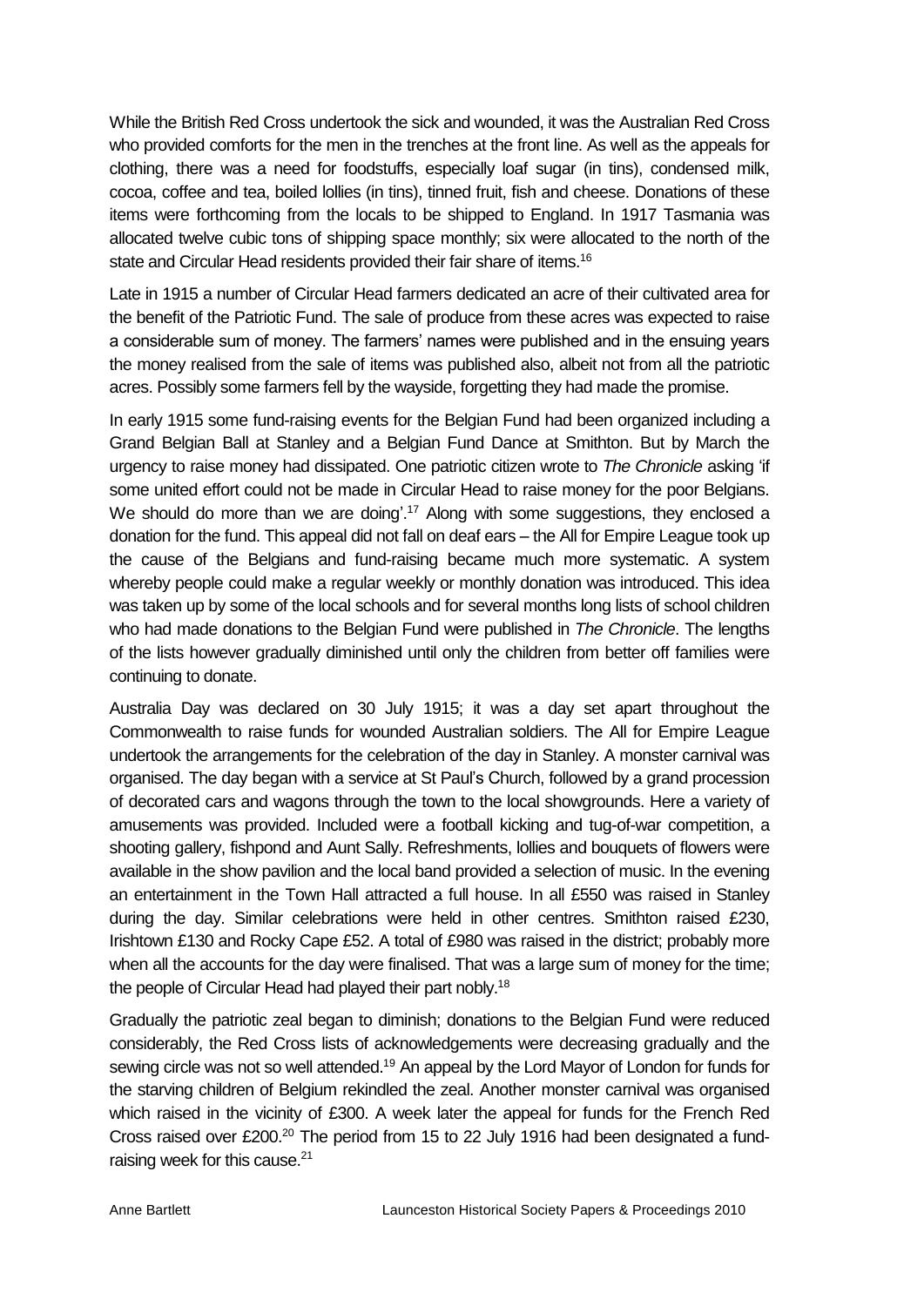While the British Red Cross undertook the sick and wounded, it was the Australian Red Cross who provided comforts for the men in the trenches at the front line. As well as the appeals for clothing, there was a need for foodstuffs, especially loaf sugar (in tins), condensed milk, cocoa, coffee and tea, boiled lollies (in tins), tinned fruit, fish and cheese. Donations of these items were forthcoming from the locals to be shipped to England. In 1917 Tasmania was allocated twelve cubic tons of shipping space monthly; six were allocated to the north of the state and Circular Head residents provided their fair share of items.[16]

Late in 1915 a number of Circular Head farmers dedicated an acre of their cultivated area for the benefit of the Patriotic Fund. The sale of produce from these acres was expected to raise a considerable sum of money. The farmers' names were published and in the ensuing years the money realised from the sale of items was published also, albeit not from all the patriotic acres. Possibly some farmers fell by the wayside, forgetting they had made the promise.

In early 1915 some fund-raising events for the Belgian Fund had been organized including a Grand Belgian Ball at Stanley and a Belgian Fund Dance at Smithton. But by March the urgency to raise money had dissipated. One patriotic citizen wrote to *The Chronicle* asking 'if some united effort could not be made in Circular Head to raise money for the poor Belgians. We should do more than we are doing'.[17] Along with some suggestions, they enclosed a donation for the fund. This appeal did not fall on deaf ears – the All for Empire League took up the cause of the Belgians and fund-raising became much more systematic. A system whereby people could make a regular weekly or monthly donation was introduced. This idea was taken up by some of the local schools and for several months long lists of school children who had made donations to the Belgian Fund were published in *The Chronicle*. The lengths of the lists however gradually diminished until only the children from better off families were continuing to donate.

Australia Day was declared on 30 July 1915; it was a day set apart throughout the Commonwealth to raise funds for wounded Australian soldiers. The All for Empire League undertook the arrangements for the celebration of the day in Stanley. A monster carnival was organised. The day began with a service at St Paul's Church, followed by a grand procession of decorated cars and wagons through the town to the local showgrounds. Here a variety of amusements was provided. Included were a football kicking and tug-of-war competition, a shooting gallery, fishpond and Aunt Sally. Refreshments, lollies and bouquets of flowers were available in the show pavilion and the local band provided a selection of music. In the evening an entertainment in the Town Hall attracted a full house. In all £550 was raised in Stanley during the day. Similar celebrations were held in other centres. Smithton raised £230, Irishtown £130 and Rocky Cape £52. A total of £980 was raised in the district; probably more when all the accounts for the day were finalised. That was a large sum of money for the time; the people of Circular Head had played their part nobly.[18]

Gradually the patriotic zeal began to diminish; donations to the Belgian Fund were reduced considerably, the Red Cross lists of acknowledgements were decreasing gradually and the sewing circle was not so well attended.[19] An appeal by the Lord Mayor of London for funds for the starving children of Belgium rekindled the zeal. Another monster carnival was organised which raised in the vicinity of £300. A week later the appeal for funds for the French Red Cross raised over £200.[20] The period from 15 to 22 July 1916 had been designated a fund-raising week for this cause.[21]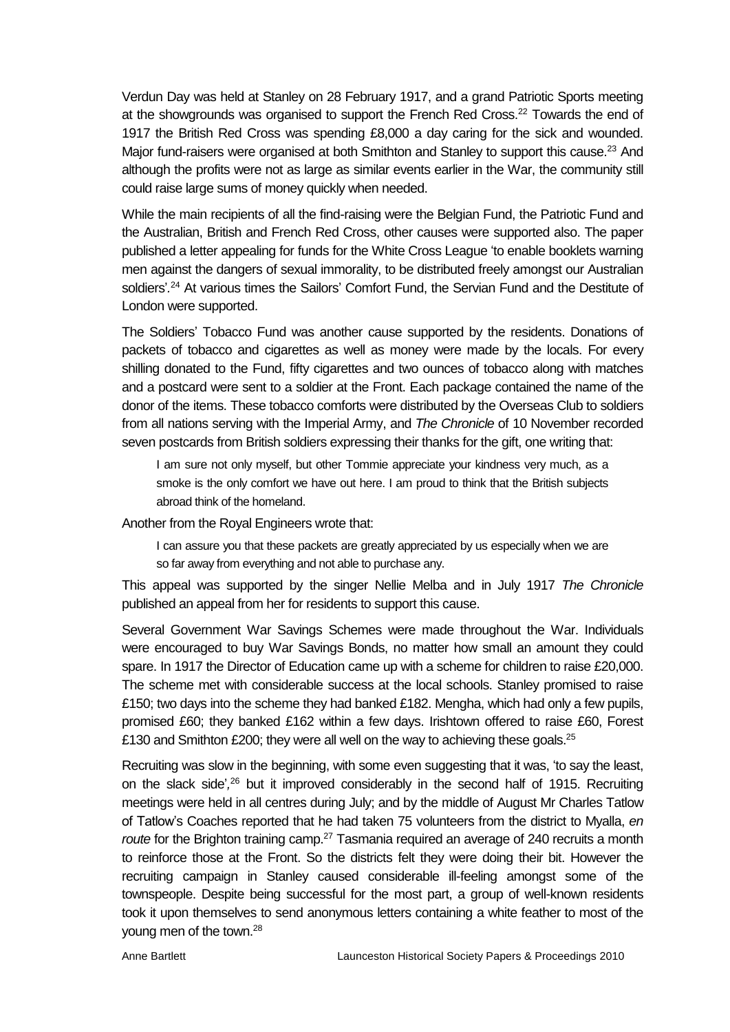Verdun Day was held at Stanley on 28 February 1917, and a grand Patriotic Sports meeting at the showgrounds was organised to support the French Red Cross.[22] Towards the end of 1917 the British Red Cross was spending £8,000 a day caring for the sick and wounded. Major fund-raisers were organised at both Smithton and Stanley to support this cause.[23] And although the profits were not as large as similar events earlier in the War, the community still could raise large sums of money quickly when needed.

While the main recipients of all the find-raising were the Belgian Fund, the Patriotic Fund and the Australian, British and French Red Cross, other causes were supported also. The paper published a letter appealing for funds for the White Cross League 'to enable booklets warning men against the dangers of sexual immorality, to be distributed freely amongst our Australian soldiers'.[24] At various times the Sailors' Comfort Fund, the Servian Fund and the Destitute of London were supported.

The Soldiers' Tobacco Fund was another cause supported by the residents. Donations of packets of tobacco and cigarettes as well as money were made by the locals. For every shilling donated to the Fund, fifty cigarettes and two ounces of tobacco along with matches and a postcard were sent to a soldier at the Front. Each package contained the name of the donor of the items. These tobacco comforts were distributed by the Overseas Club to soldiers from all nations serving with the Imperial Army, and *The Chronicle* of 10 November recorded seven postcards from British soldiers expressing their thanks for the gift, one writing that:

> I am sure not only myself, but other Tommie appreciate your kindness very much, as a smoke is the only comfort we have out here. I am proud to think that the British subjects abroad think of the homeland.

Another from the Royal Engineers wrote that:

> I can assure you that these packets are greatly appreciated by us especially when we are so far away from everything and not able to purchase any.

This appeal was supported by the singer Nellie Melba and in July 1917 *The Chronicle* published an appeal from her for residents to support this cause.

Several Government War Savings Schemes were made throughout the War. Individuals were encouraged to buy War Savings Bonds, no matter how small an amount they could spare. In 1917 the Director of Education came up with a scheme for children to raise £20,000. The scheme met with considerable success at the local schools. Stanley promised to raise £150; two days into the scheme they had banked £182. Mengha, which had only a few pupils, promised £60; they banked £162 within a few days. Irishtown offered to raise £60, Forest £130 and Smithton £200; they were all well on the way to achieving these goals.[25]

Recruiting was slow in the beginning, with some even suggesting that it was, 'to say the least, on the slack side',[26] but it improved considerably in the second half of 1915. Recruiting meetings were held in all centres during July; and by the middle of August Mr Charles Tatlow of Tatlow's Coaches reported that he had taken 75 volunteers from the district to Myalla, *en route* for the Brighton training camp.[27] Tasmania required an average of 240 recruits a month to reinforce those at the Front. So the districts felt they were doing their bit. However the recruiting campaign in Stanley caused considerable ill-feeling amongst some of the townspeople. Despite being successful for the most part, a group of well-known residents took it upon themselves to send anonymous letters containing a white feather to most of the young men of the town.[28]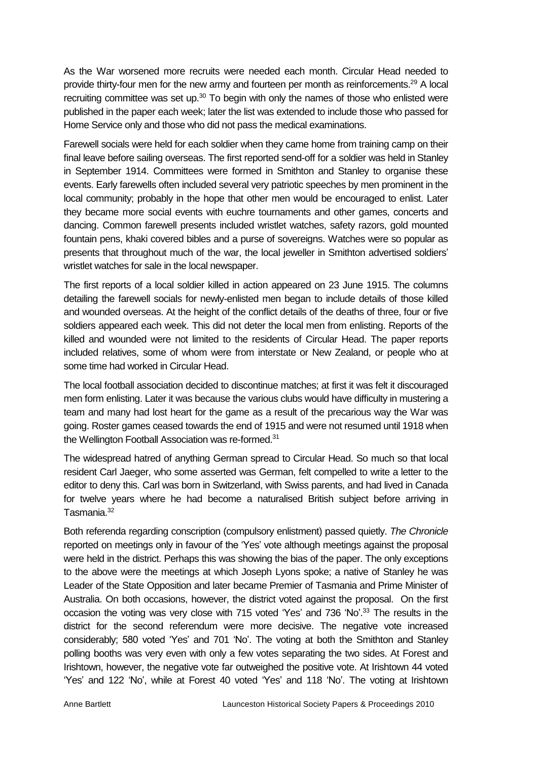As the War worsened more recruits were needed each month. Circular Head needed to provide thirty-four men for the new army and fourteen per month as reinforcements.[29] A local recruiting committee was set up.[30] To begin with only the names of those who enlisted were published in the paper each week; later the list was extended to include those who passed for Home Service only and those who did not pass the medical examinations.

Farewell socials were held for each soldier when they came home from training camp on their final leave before sailing overseas. The first reported send-off for a soldier was held in Stanley in September 1914. Committees were formed in Smithton and Stanley to organise these events. Early farewells often included several very patriotic speeches by men prominent in the local community; probably in the hope that other men would be encouraged to enlist. Later they became more social events with euchre tournaments and other games, concerts and dancing. Common farewell presents included wristlet watches, safety razors, gold mounted fountain pens, khaki covered bibles and a purse of sovereigns. Watches were so popular as presents that throughout much of the war, the local jeweller in Smithton advertised soldiers' wristlet watches for sale in the local newspaper.

The first reports of a local soldier killed in action appeared on 23 June 1915. The columns detailing the farewell socials for newly-enlisted men began to include details of those killed and wounded overseas. At the height of the conflict details of the deaths of three, four or five soldiers appeared each week. This did not deter the local men from enlisting. Reports of the killed and wounded were not limited to the residents of Circular Head. The paper reports included relatives, some of whom were from interstate or New Zealand, or people who at some time had worked in Circular Head.

The local football association decided to discontinue matches; at first it was felt it discouraged men form enlisting. Later it was because the various clubs would have difficulty in mustering a team and many had lost heart for the game as a result of the precarious way the War was going. Roster games ceased towards the end of 1915 and were not resumed until 1918 when the Wellington Football Association was re-formed.[31]

The widespread hatred of anything German spread to Circular Head. So much so that local resident Carl Jaeger, who some asserted was German, felt compelled to write a letter to the editor to deny this. Carl was born in Switzerland, with Swiss parents, and had lived in Canada for twelve years where he had become a naturalised British subject before arriving in Tasmania.[32]

Both referenda regarding conscription (compulsory enlistment) passed quietly. *The Chronicle* reported on meetings only in favour of the 'Yes' vote although meetings against the proposal were held in the district. Perhaps this was showing the bias of the paper. The only exceptions to the above were the meetings at which Joseph Lyons spoke; a native of Stanley he was Leader of the State Opposition and later became Premier of Tasmania and Prime Minister of Australia. On both occasions, however, the district voted against the proposal. On the first occasion the voting was very close with 715 voted 'Yes' and 736 'No'.[33] The results in the district for the second referendum were more decisive. The negative vote increased considerably; 580 voted 'Yes' and 701 'No'. The voting at both the Smithton and Stanley polling booths was very even with only a few votes separating the two sides. At Forest and Irishtown, however, the negative vote far outweighed the positive vote. At Irishtown 44 voted 'Yes' and 122 'No', while at Forest 40 voted 'Yes' and 118 'No'. The voting at Irishtown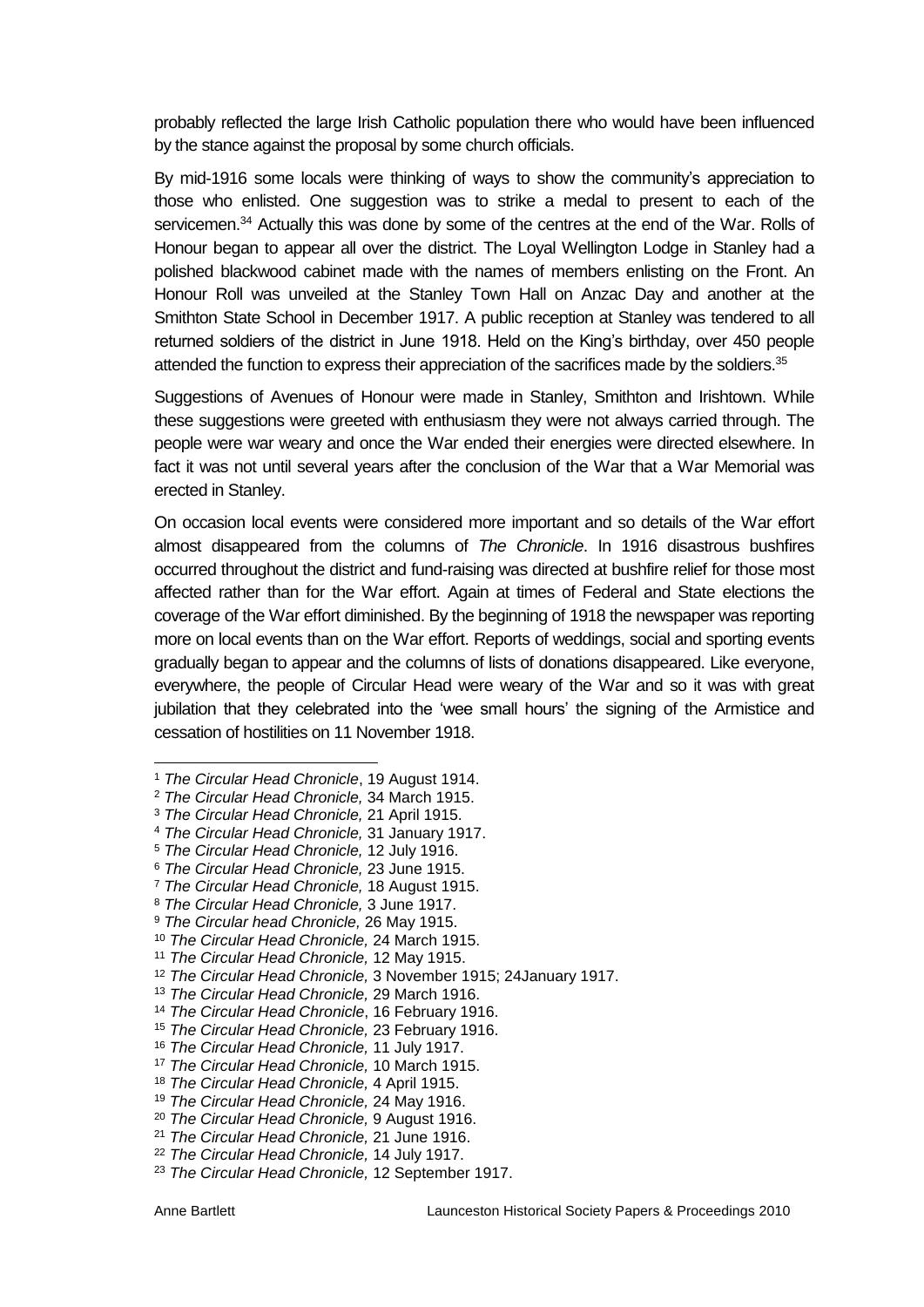probably reflected the large Irish Catholic population there who would have been influenced by the stance against the proposal by some church officials.

By mid-1916 some locals were thinking of ways to show the community's appreciation to those who enlisted. One suggestion was to strike a medal to present to each of the servicemen.[34] Actually this was done by some of the centres at the end of the War. Rolls of Honour began to appear all over the district. The Loyal Wellington Lodge in Stanley had a polished blackwood cabinet made with the names of members enlisting on the Front. An Honour Roll was unveiled at the Stanley Town Hall on Anzac Day and another at the Smithton State School in December 1917. A public reception at Stanley was tendered to all returned soldiers of the district in June 1918. Held on the King's birthday, over 450 people attended the function to express their appreciation of the sacrifices made by the soldiers.[35]

Suggestions of Avenues of Honour were made in Stanley, Smithton and Irishtown. While these suggestions were greeted with enthusiasm they were not always carried through. The people were war weary and once the War ended their energies were directed elsewhere. In fact it was not until several years after the conclusion of the War that a War Memorial was erected in Stanley.

On occasion local events were considered more important and so details of the War effort almost disappeared from the columns of *The Chronicle*. In 1916 disastrous bushfires occurred throughout the district and fund-raising was directed at bushfire relief for those most affected rather than for the War effort. Again at times of Federal and State elections the coverage of the War effort diminished. By the beginning of 1918 the newspaper was reporting more on local events than on the War effort. Reports of weddings, social and sporting events gradually began to appear and the columns of lists of donations disappeared. Like everyone, everywhere, the people of Circular Head were weary of the War and so it was with great jubilation that they celebrated into the 'wee small hours' the signing of the Armistice and cessation of hostilities on 11 November 1918.

---

[1] *The Circular Head Chronicle*, 19 August 1914.
[2] *The Circular Head Chronicle,* 34 March 1915.
[3] *The Circular Head Chronicle,* 21 April 1915.
[4] *The Circular Head Chronicle,* 31 January 1917.
[5] *The Circular Head Chronicle,* 12 July 1916.
[6] *The Circular Head Chronicle,* 23 June 1915.
[7] *The Circular Head Chronicle,* 18 August 1915.
[8] *The Circular Head Chronicle,* 3 June 1917.
[9] *The Circular head Chronicle,* 26 May 1915.
[10] *The Circular Head Chronicle,* 24 March 1915.
[11] *The Circular Head Chronicle,* 12 May 1915.
[12] *The Circular Head Chronicle,* 3 November 1915; 24January 1917.
[13] *The Circular Head Chronicle,* 29 March 1916.
[14] *The Circular Head Chronicle*, 16 February 1916.
[15] *The Circular Head Chronicle,* 23 February 1916.
[16] *The Circular Head Chronicle,* 11 July 1917.
[17] *The Circular Head Chronicle,* 10 March 1915.
[18] *The Circular Head Chronicle,* 4 April 1915.
[19] *The Circular Head Chronicle,* 24 May 1916.
[20] *The Circular Head Chronicle,* 9 August 1916.
[21] *The Circular Head Chronicle,* 21 June 1916.
[22] *The Circular Head Chronicle,* 14 July 1917.
[23] *The Circular Head Chronicle,* 12 September 1917.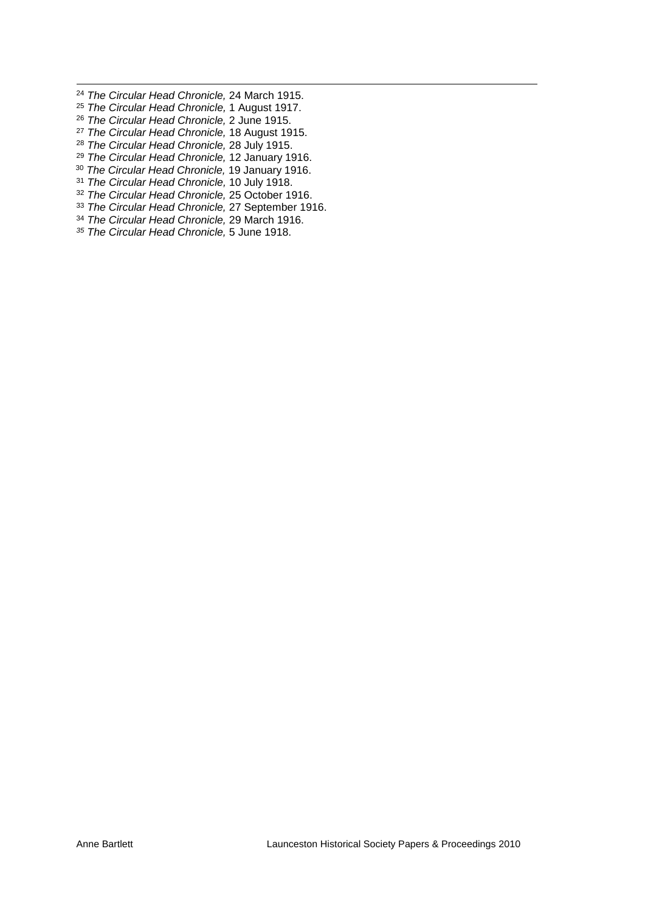[24] *The Circular Head Chronicle,* 24 March 1915.
[25] *The Circular Head Chronicle,* 1 August 1917.
[26] *The Circular Head Chronicle,* 2 June 1915.
[27] *The Circular Head Chronicle,* 18 August 1915.
[28] *The Circular Head Chronicle,* 28 July 1915.
[29] *The Circular Head Chronicle,* 12 January 1916.
[30] *The Circular Head Chronicle,* 19 January 1916.
[31] *The Circular Head Chronicle,* 10 July 1918.
[32] *The Circular Head Chronicle,* 25 October 1916.
[33] *The Circular Head Chronicle,* 27 September 1916.
[34] *The Circular Head Chronicle,* 29 March 1916.
[35] *The Circular Head Chronicle,* 5 June 1918.